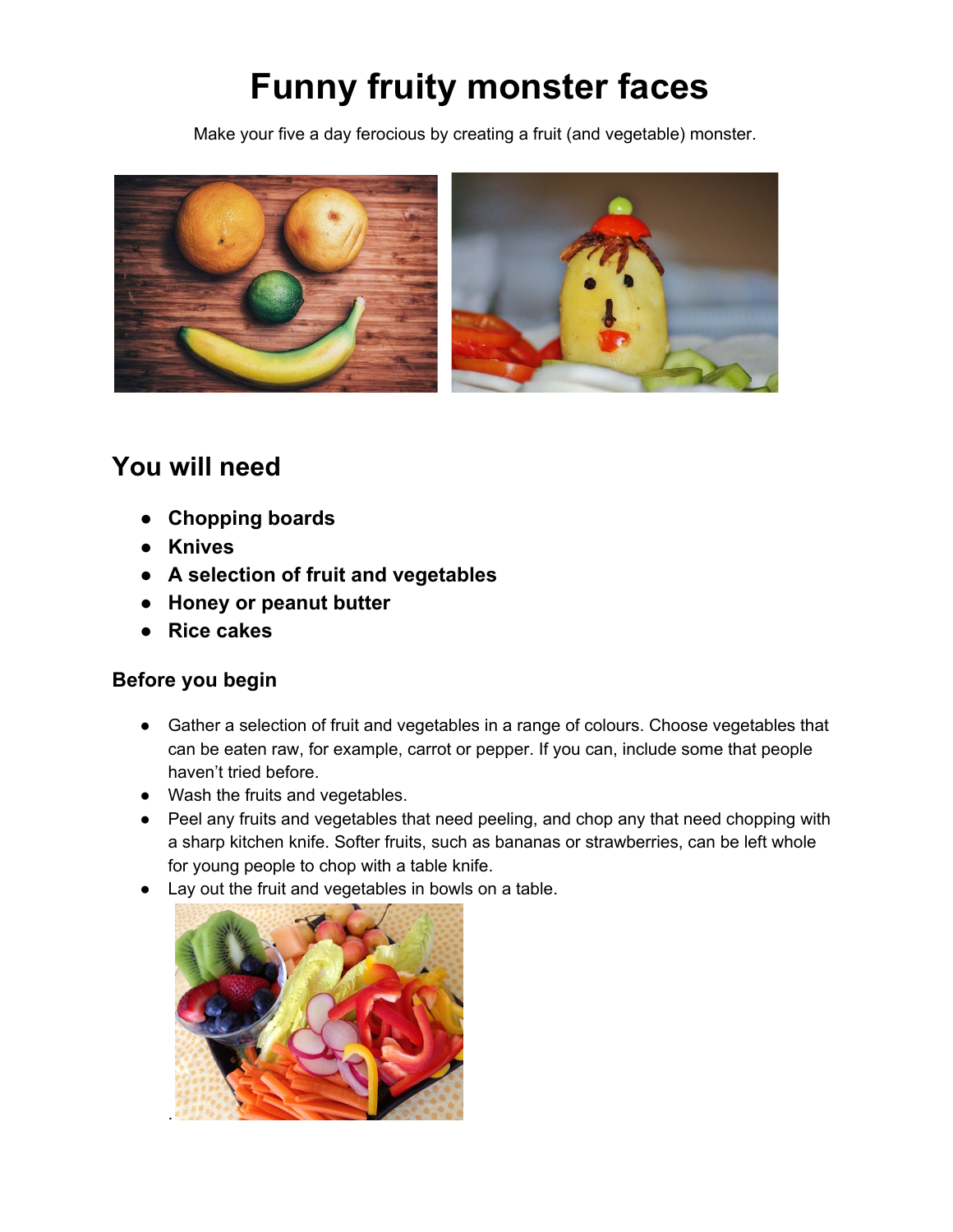# Funny fruity monster faces

Make your five a day ferocious by creating a fruit (and vegetable) monster.

## You will need

- **Chopping boards**
- **Knives**
- **A selection of fruit and vegetables**
- **Honey or peanut butter**
- **Rice cakes**

### Before you begin

- Gather a selection of fruit and vegetables in a range of colours. Choose vegetables that can be eaten raw, for example, carrot or pepper. If you can, include some that people haven't tried before.
- Wash the fruits and vegetables.
- Peel any fruits and vegetables that need peeling, and chop any that need chopping with a sharp kitchen knife. Softer fruits, such as bananas or strawberries, can be left whole for young people to chop with a table knife.
- Lay out the fruit and vegetables in bowls on a table.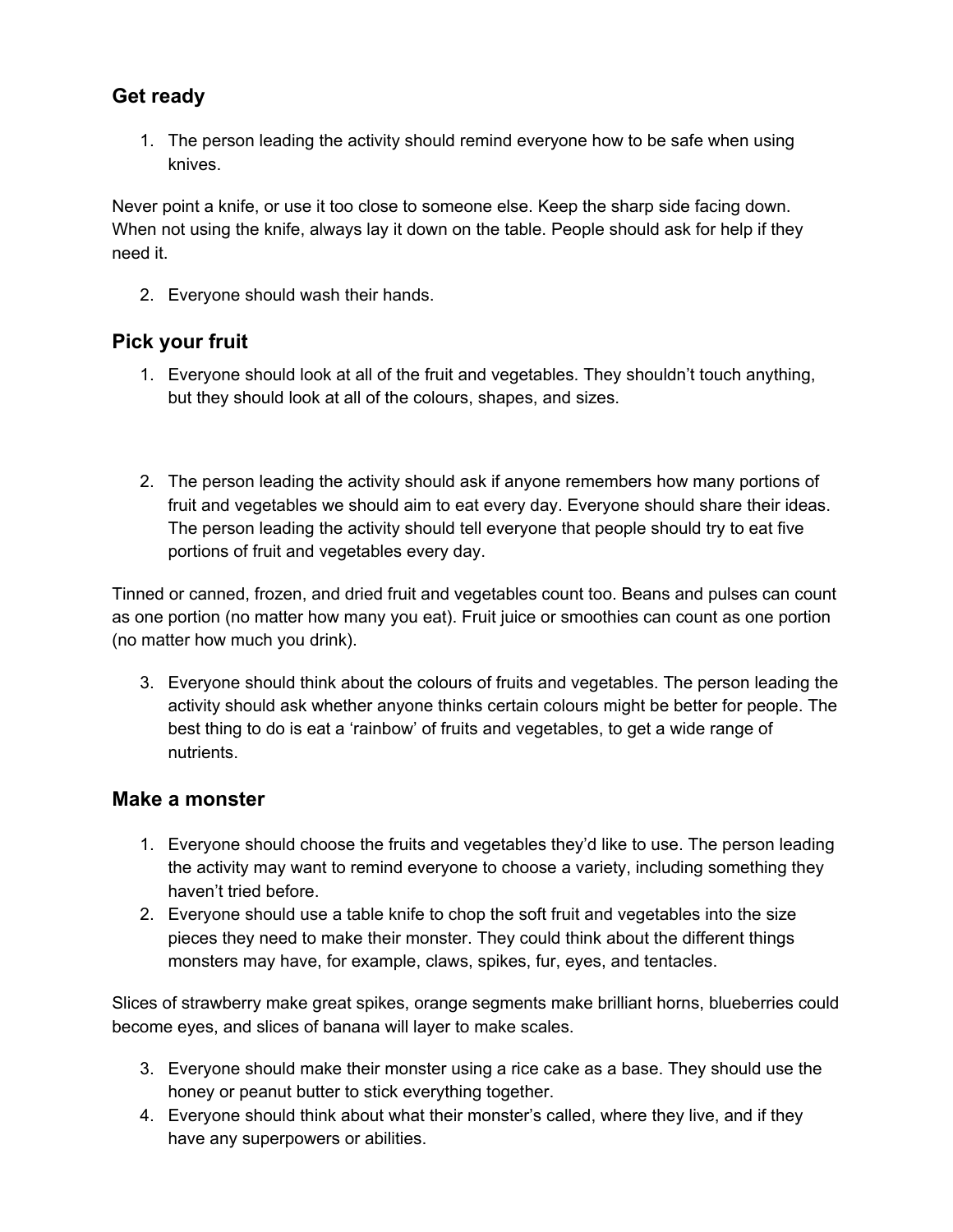## Get ready

1. The person leading the activity should remind everyone how to be safe when using knives.

Never point a knife, or use it too close to someone else. Keep the sharp side facing down. When not using the knife, always lay it down on the table. People should ask for help if they need it.

2. Everyone should wash their hands.

## Pick your fruit

1. Everyone should look at all of the fruit and vegetables. They shouldn't touch anything, but they should look at all of the colours, shapes, and sizes.

2. The person leading the activity should ask if anyone remembers how many portions of fruit and vegetables we should aim to eat every day. Everyone should share their ideas. The person leading the activity should tell everyone that people should try to eat five portions of fruit and vegetables every day.

Tinned or canned, frozen, and dried fruit and vegetables count too. Beans and pulses can count as one portion (no matter how many you eat). Fruit juice or smoothies can count as one portion (no matter how much you drink).

3. Everyone should think about the colours of fruits and vegetables. The person leading the activity should ask whether anyone thinks certain colours might be better for people. The best thing to do is eat a 'rainbow' of fruits and vegetables, to get a wide range of nutrients.

## Make a monster

1. Everyone should choose the fruits and vegetables they'd like to use. The person leading the activity may want to remind everyone to choose a variety, including something they haven't tried before.
2. Everyone should use a table knife to chop the soft fruit and vegetables into the size pieces they need to make their monster. They could think about the different things monsters may have, for example, claws, spikes, fur, eyes, and tentacles.

Slices of strawberry make great spikes, orange segments make brilliant horns, blueberries could become eyes, and slices of banana will layer to make scales.

3. Everyone should make their monster using a rice cake as a base. They should use the honey or peanut butter to stick everything together.
4. Everyone should think about what their monster's called, where they live, and if they have any superpowers or abilities.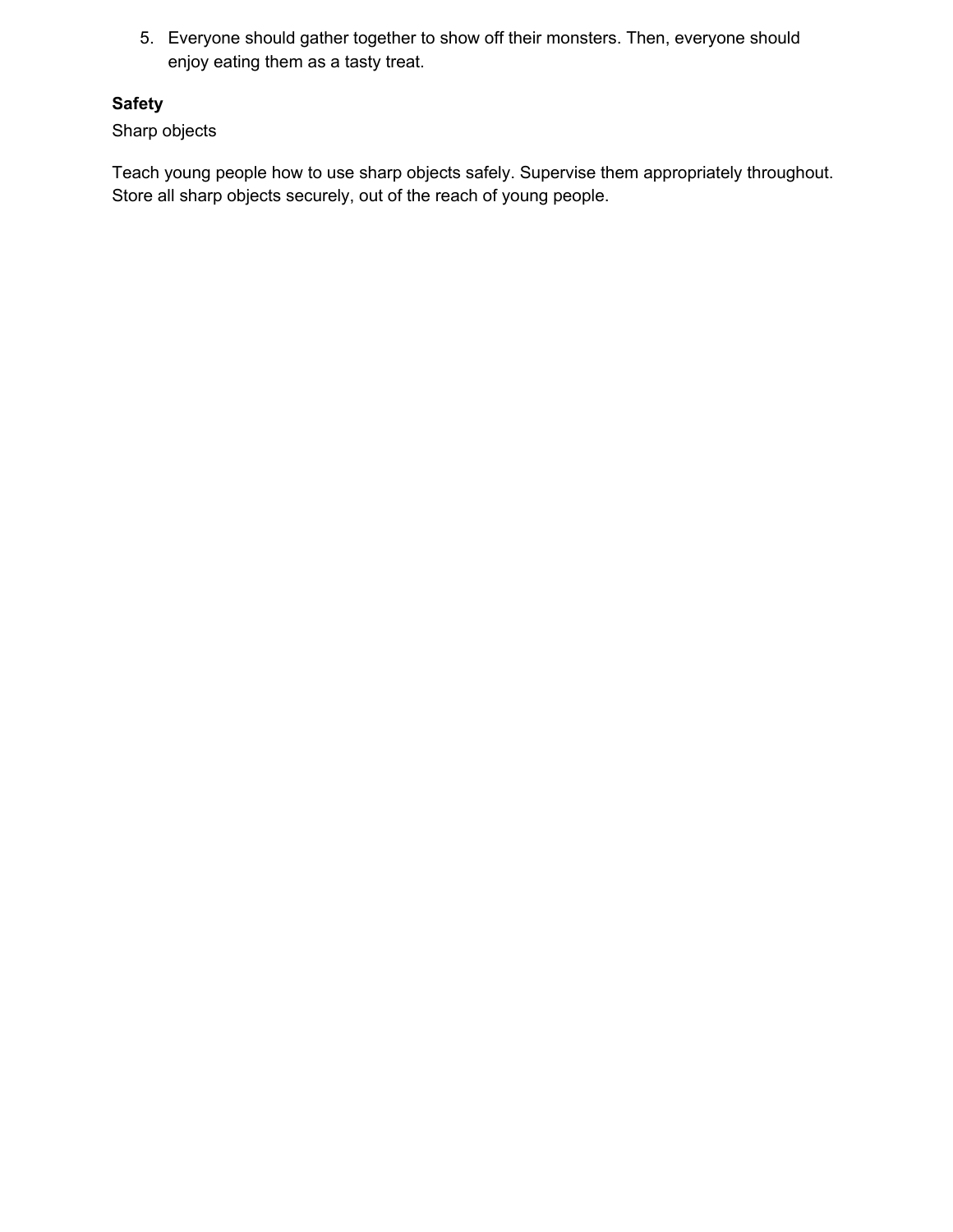5. Everyone should gather together to show off their monsters. Then, everyone should enjoy eating them as a tasty treat.

**Safety**

Sharp objects

Teach young people how to use sharp objects safely. Supervise them appropriately throughout. Store all sharp objects securely, out of the reach of young people.